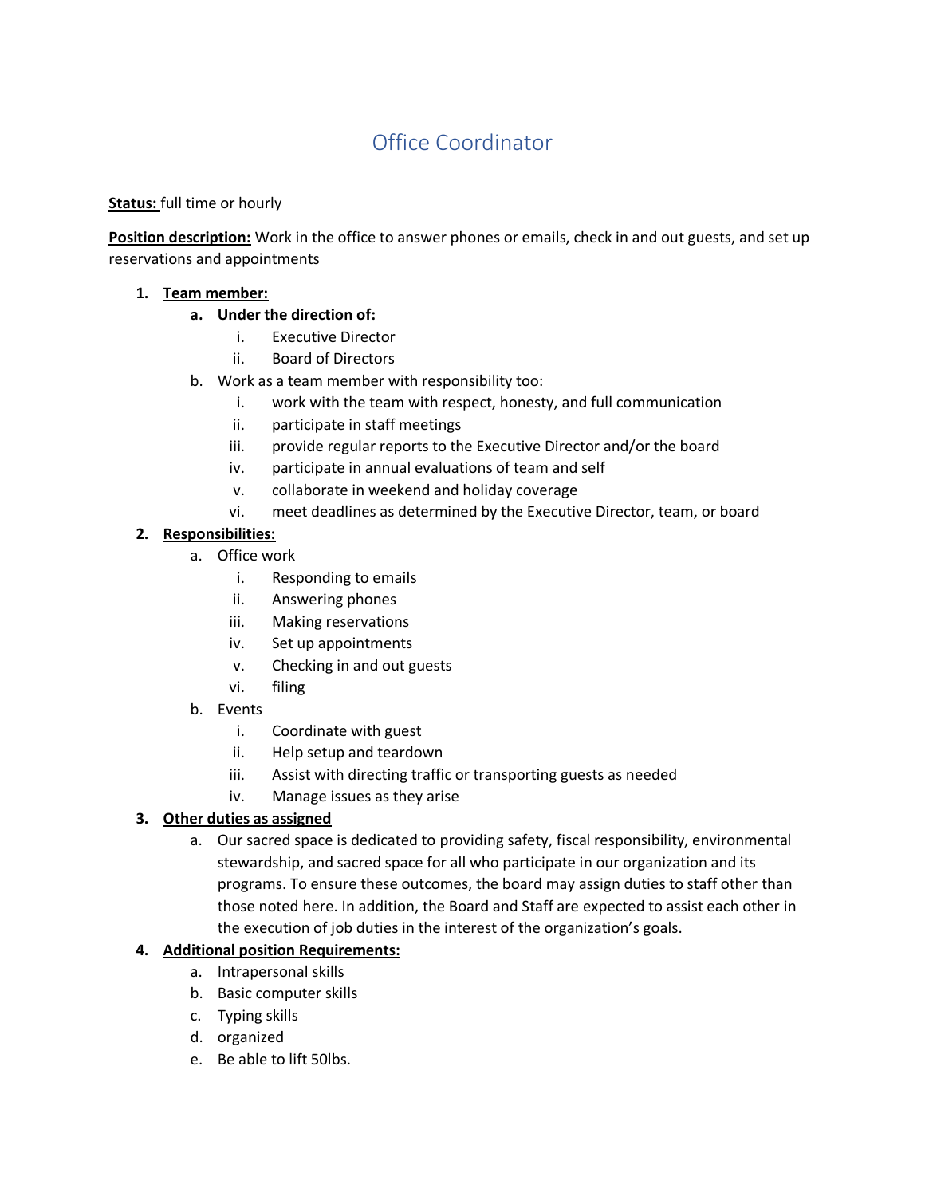# Office Coordinator

**Status:** full time or hourly

**Position description:** Work in the office to answer phones or emails, check in and out guests, and set up reservations and appointments

1. **Team member:**
   a. **Under the direction of:**
      i. Executive Director
      ii. Board of Directors
   b. Work as a team member with responsibility too:
      i. work with the team with respect, honesty, and full communication
      ii. participate in staff meetings
      iii. provide regular reports to the Executive Director and/or the board
      iv. participate in annual evaluations of team and self
      v. collaborate in weekend and holiday coverage
      vi. meet deadlines as determined by the Executive Director, team, or board
2. **Responsibilities:**
   a. Office work
      i. Responding to emails
      ii. Answering phones
      iii. Making reservations
      iv. Set up appointments
      v. Checking in and out guests
      vi. filing
   b. Events
      i. Coordinate with guest
      ii. Help setup and teardown
      iii. Assist with directing traffic or transporting guests as needed
      iv. Manage issues as they arise
3. **Other duties as assigned**
   a. Our sacred space is dedicated to providing safety, fiscal responsibility, environmental stewardship, and sacred space for all who participate in our organization and its programs. To ensure these outcomes, the board may assign duties to staff other than those noted here. In addition, the Board and Staff are expected to assist each other in the execution of job duties in the interest of the organization's goals.
4. **Additional position Requirements:**
   a. Intrapersonal skills
   b. Basic computer skills
   c. Typing skills
   d. organized
   e. Be able to lift 50lbs.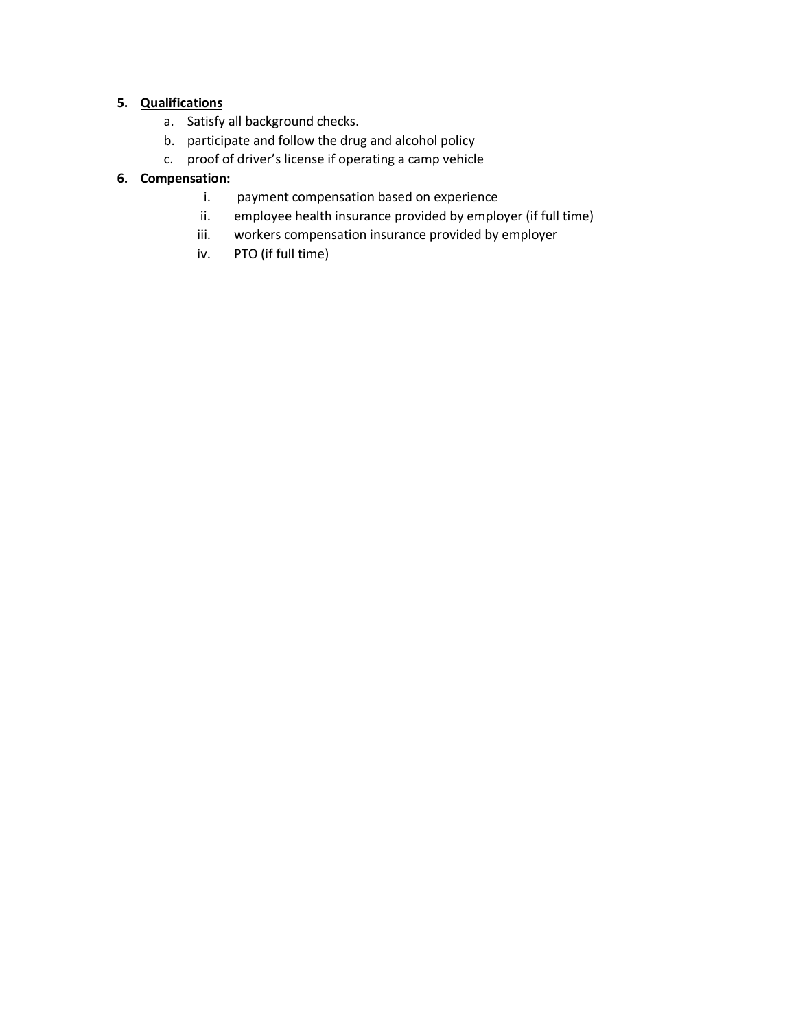5. **<u>Qualifications</u>**
    a. Satisfy all background checks.
    b. participate and follow the drug and alcohol policy
    c. proof of driver's license if operating a camp vehicle

6. **<u>Compensation:</u>**
    i. payment compensation based on experience
    ii. employee health insurance provided by employer (if full time)
    iii. workers compensation insurance provided by employer
    iv. PTO (if full time)